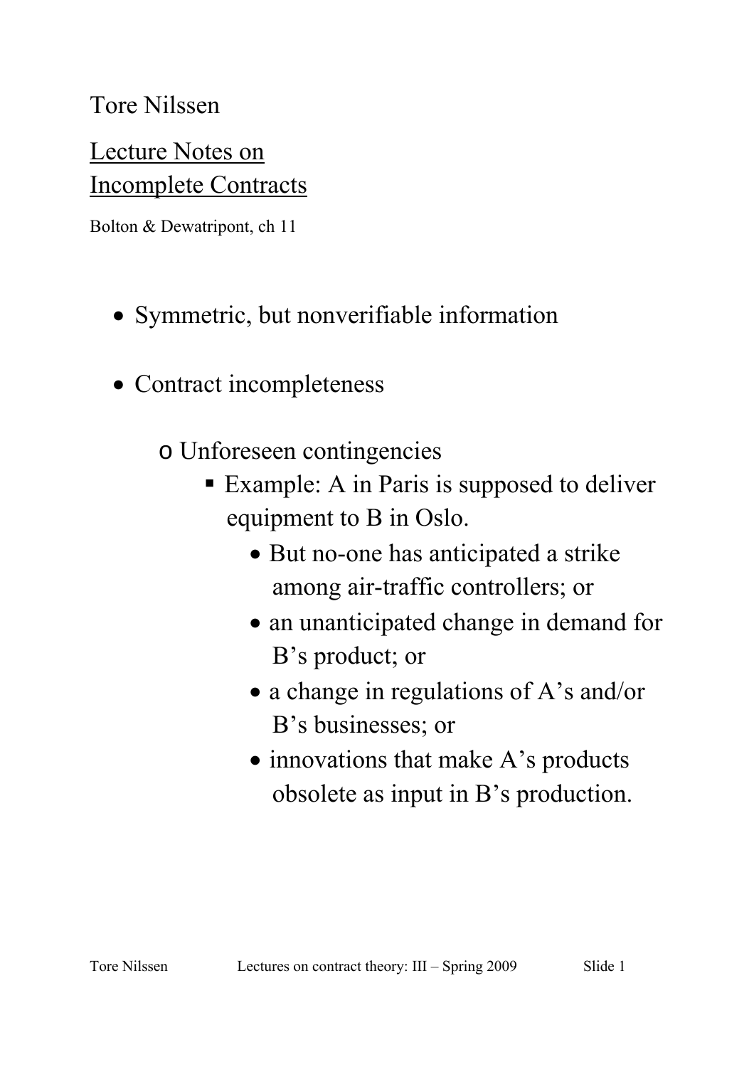Tore Nilssen

# Lecture Notes on Incomplete Contracts

Bolton & Dewatripont, ch 11

- Symmetric, but nonverifiable information

- Contract incompleteness

  - Unforeseen contingencies
    - Example: A in Paris is supposed to deliver equipment to B in Oslo.
      - But no-one has anticipated a strike among air-traffic controllers; or
      - an unanticipated change in demand for B's product; or
      - a change in regulations of A's and/or B's businesses; or
      - innovations that make A's products obsolete as input in B's production.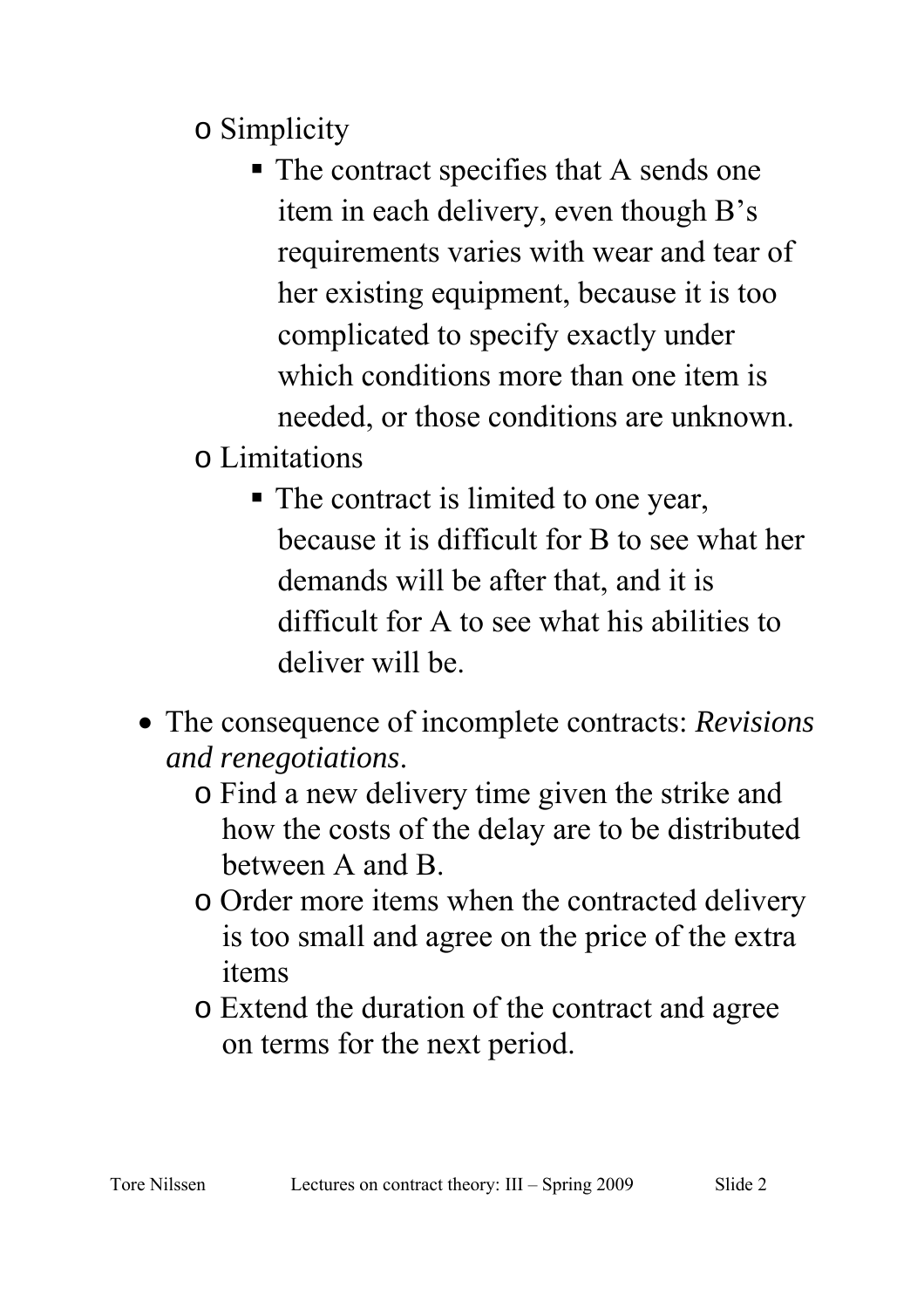- Simplicity
  - The contract specifies that A sends one item in each delivery, even though B's requirements varies with wear and tear of her existing equipment, because it is too complicated to specify exactly under which conditions more than one item is needed, or those conditions are unknown.
- Limitations
  - The contract is limited to one year, because it is difficult for B to see what her demands will be after that, and it is difficult for A to see what his abilities to deliver will be.

- The consequence of incomplete contracts: *Revisions and renegotiations*.
  - Find a new delivery time given the strike and how the costs of the delay are to be distributed between A and B.
  - Order more items when the contracted delivery is too small and agree on the price of the extra items
  - Extend the duration of the contract and agree on terms for the next period.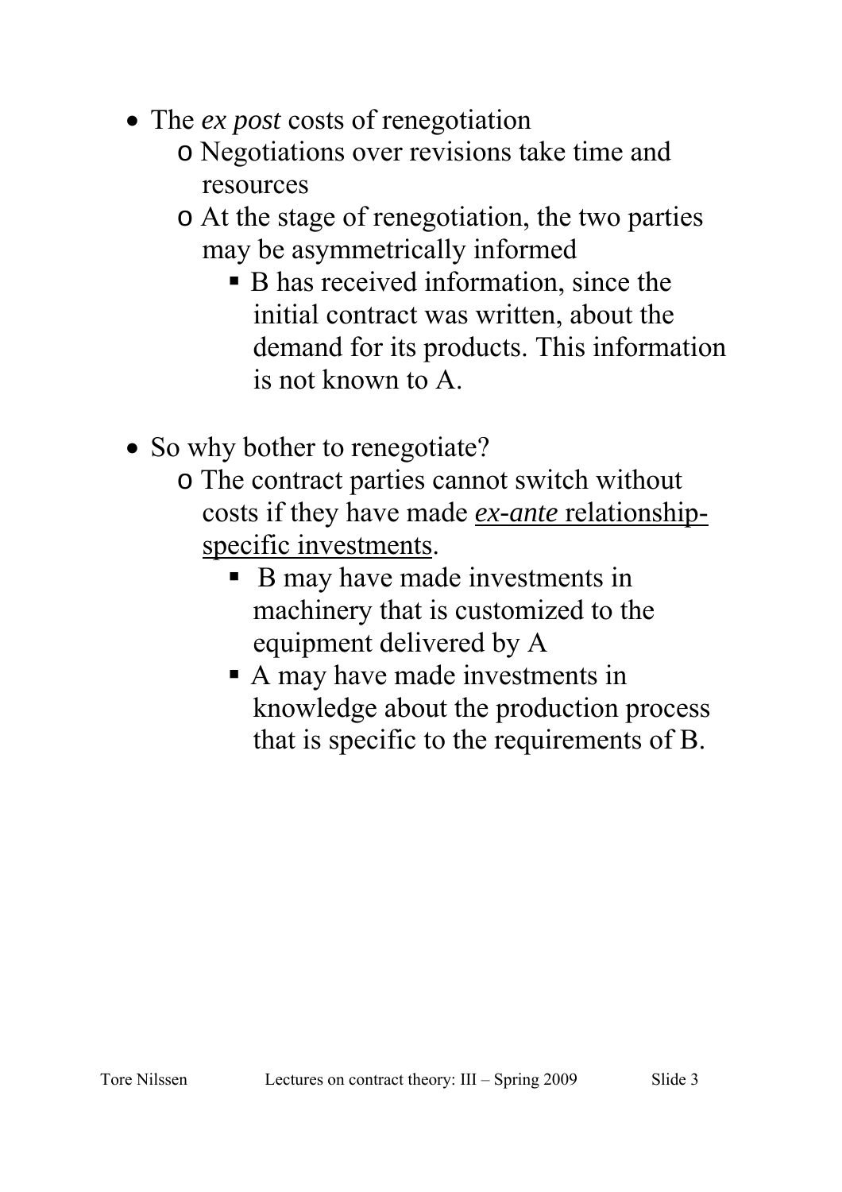- The *ex post* costs of renegotiation
  - Negotiations over revisions take time and resources
  - At the stage of renegotiation, the two parties may be asymmetrically informed
    - B has received information, since the initial contract was written, about the demand for its products. This information is not known to A.

- So why bother to renegotiate?
  - The contract parties cannot switch without costs if they have made <u>*ex-ante* relationship-specific investments</u>.
    - B may have made investments in machinery that is customized to the equipment delivered by A
    - A may have made investments in knowledge about the production process that is specific to the requirements of B.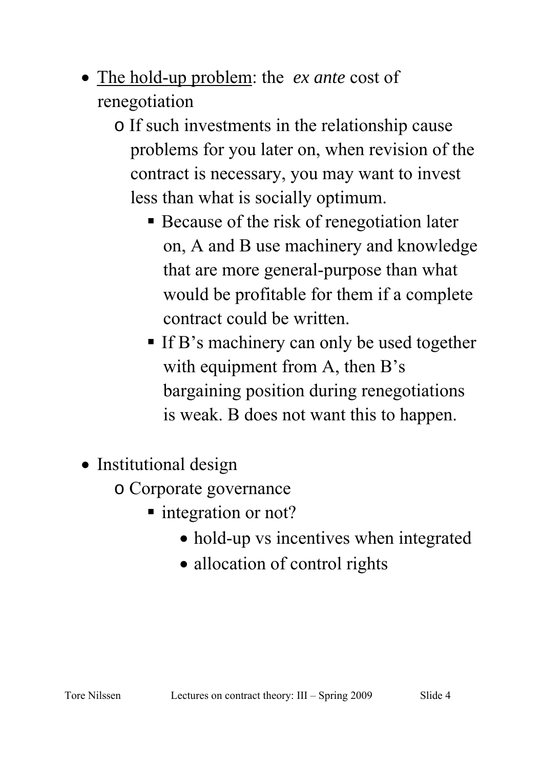- <u>The hold-up problem</u>: the *ex ante* cost of renegotiation
  - If such investments in the relationship cause problems for you later on, when revision of the contract is necessary, you may want to invest less than what is socially optimum.
    - Because of the risk of renegotiation later on, A and B use machinery and knowledge that are more general-purpose than what would be profitable for them if a complete contract could be written.
    - If B's machinery can only be used together with equipment from A, then B's bargaining position during renegotiations is weak. B does not want this to happen.

- Institutional design
  - Corporate governance
    - integration or not?
      - hold-up vs incentives when integrated
      - allocation of control rights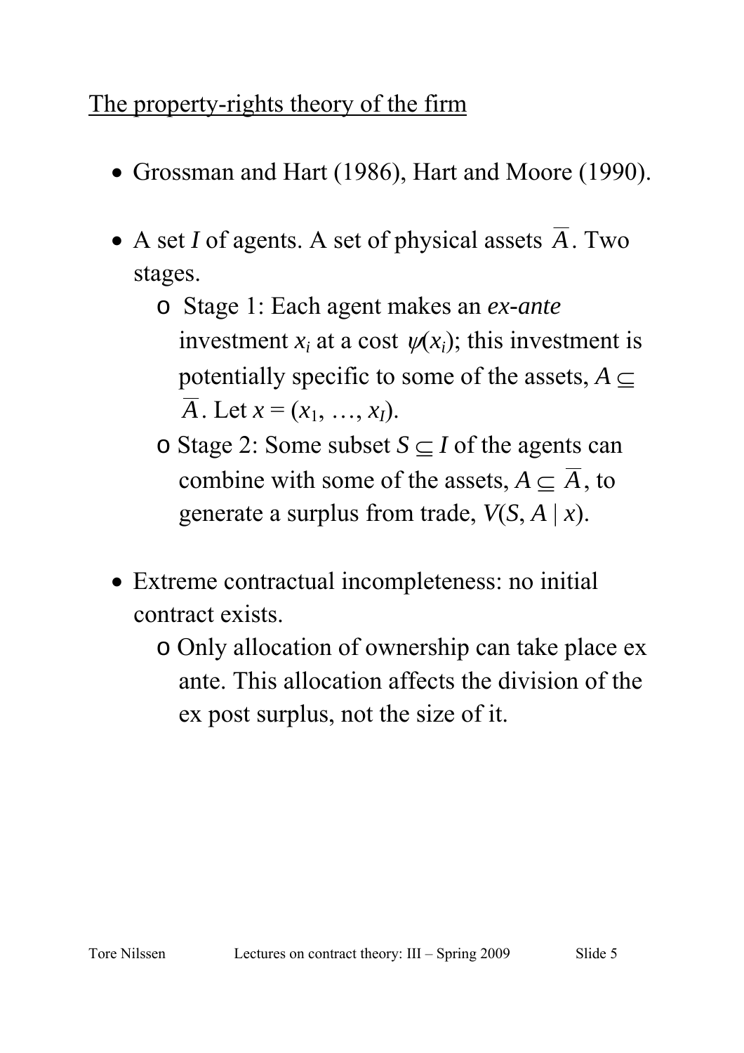## The property-rights theory of the firm

- Grossman and Hart (1986), Hart and Moore (1990).

- A set $I$ of agents. A set of physical assets $\overline{A}$. Two stages.
  - Stage 1: Each agent makes an *ex-ante* investment $x_i$ at a cost $\psi(x_i)$; this investment is potentially specific to some of the assets, $A \subseteq \overline{A}$. Let $x = (x_1, \ldots, x_I)$.
  - Stage 2: Some subset $S \subseteq I$ of the agents can combine with some of the assets, $A \subseteq \overline{A}$, to generate a surplus from trade, $V(S, A \mid x)$.

- Extreme contractual incompleteness: no initial contract exists.
  - Only allocation of ownership can take place ex ante. This allocation affects the division of the ex post surplus, not the size of it.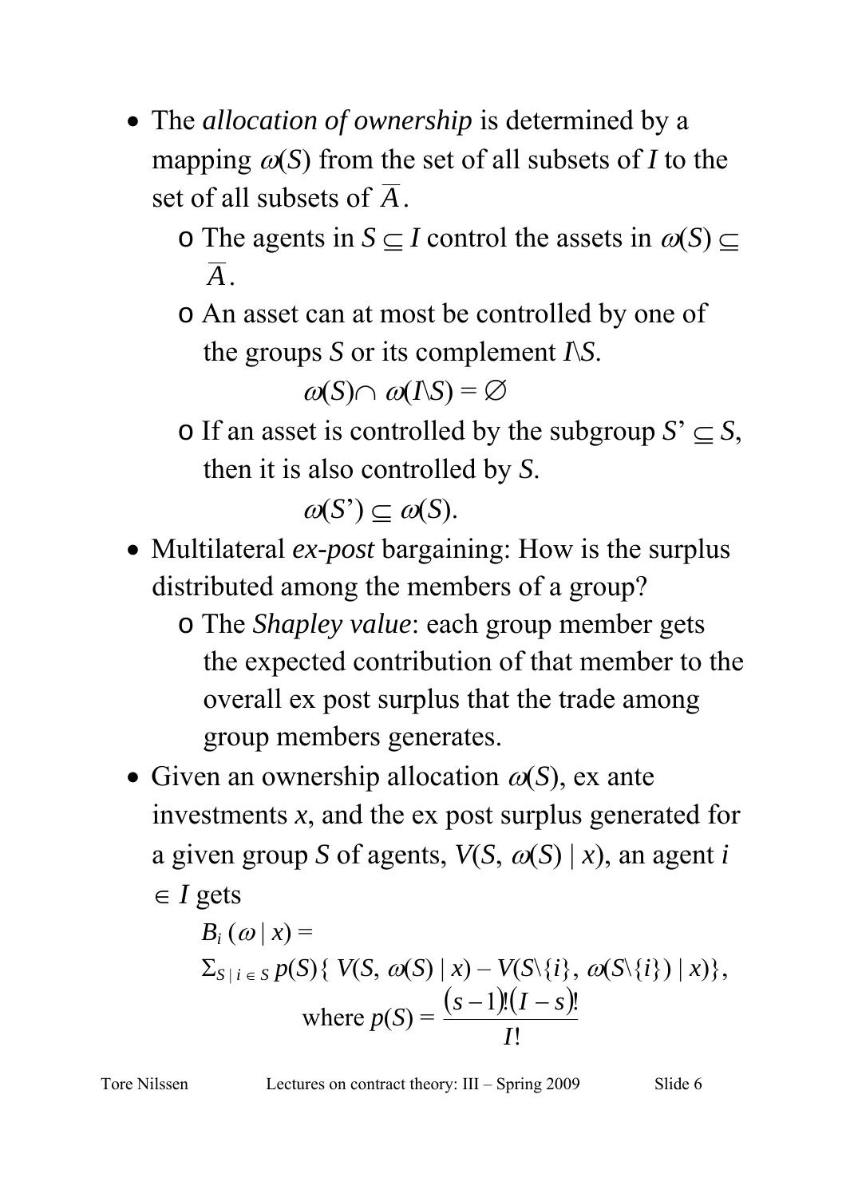- The *allocation of ownership* is determined by a mapping $\omega(S)$ from the set of all subsets of $I$ to the set of all subsets of $\overline{A}$.
    - The agents in $S \subseteq I$ control the assets in $\omega(S) \subseteq \overline{A}$.
    - An asset can at most be controlled by one of the groups $S$ or its complement $I \backslash S$.

      $$\omega(S) \cap \omega(I \backslash S) = \varnothing$$

    - If an asset is controlled by the subgroup $S' \subseteq S$, then it is also controlled by $S$.

      $$\omega(S') \subseteq \omega(S).$$

- Multilateral *ex-post* bargaining: How is the surplus distributed among the members of a group?
    - The *Shapley value*: each group member gets the expected contribution of that member to the overall ex post surplus that the trade among group members generates.
- Given an ownership allocation $\omega(S)$, ex ante investments $x$, and the ex post surplus generated for a given group $S$ of agents, $V(S, \omega(S) \mid x)$, an agent $i \in I$ gets

  $$B_i(\omega \mid x) = \Sigma_{S \mid i \in S}\, p(S)\{ V(S, \omega(S) \mid x) - V(S \backslash \{i\}, \omega(S \backslash \{i\}) \mid x)\},$$

  $$\text{where } p(S) = \frac{(s-1)!(I-s)!}{I!}$$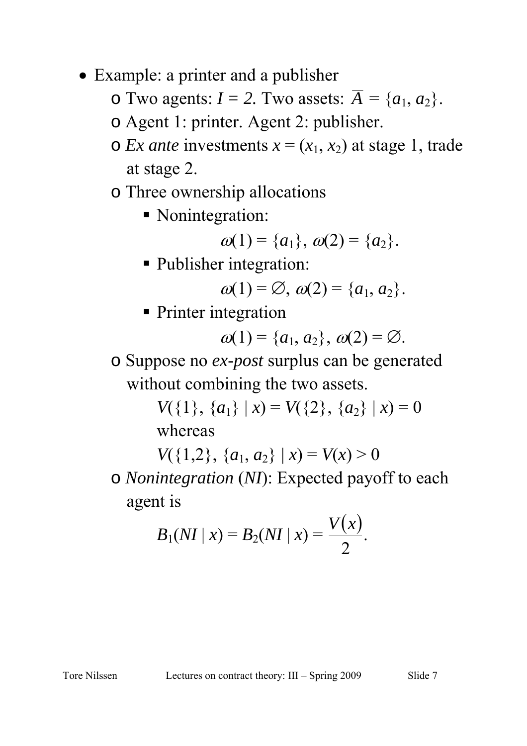- Example: a printer and a publisher
  - Two agents: $I = 2$. Two assets: $\overline{A} = \{a_1, a_2\}$.
  - Agent 1: printer. Agent 2: publisher.
  - *Ex ante* investments $x = (x_1, x_2)$ at stage 1, trade at stage 2.
  - Three ownership allocations
    - Nonintegration:

      $$\omega(1) = \{a_1\},\ \omega(2) = \{a_2\}.$$

    - Publisher integration:

      $$\omega(1) = \varnothing,\ \omega(2) = \{a_1, a_2\}.$$

    - Printer integration

      $$\omega(1) = \{a_1, a_2\},\ \omega(2) = \varnothing.$$

  - Suppose no *ex-post* surplus can be generated without combining the two assets.

    $V(\{1\}, \{a_1\} \mid x) = V(\{2\}, \{a_2\} \mid x) = 0$

    whereas

    $V(\{1,2\}, \{a_1, a_2\} \mid x) = V(x) > 0$

  - *Nonintegration* (*NI*): Expected payoff to each agent is

    $$B_1(NI \mid x) = B_2(NI \mid x) = \frac{V(x)}{2}.$$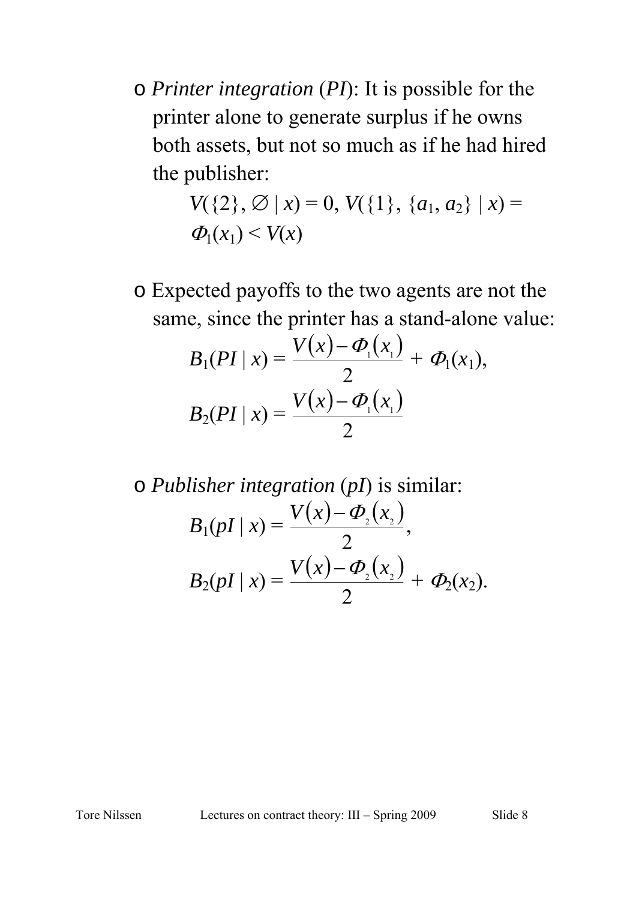- *Printer integration* (*PI*): It is possible for the printer alone to generate surplus if he owns both assets, but not so much as if he had hired the publisher:

  $V(\{2\}, \varnothing \mid x) = 0$, $V(\{1\}, \{a_1, a_2\} \mid x) = \Phi_1(x_1) < V(x)$

- Expected payoffs to the two agents are not the same, since the printer has a stand-alone value:

  $$B_1(PI \mid x) = \frac{V(x) - \Phi_1(x_1)}{2} + \Phi_1(x_1),$$

  $$B_2(PI \mid x) = \frac{V(x) - \Phi_1(x_1)}{2}$$

- *Publisher integration* (*pI*) is similar:

  $$B_1(pI \mid x) = \frac{V(x) - \Phi_2(x_2)}{2},$$

  $$B_2(pI \mid x) = \frac{V(x) - \Phi_2(x_2)}{2} + \Phi_2(x_2).$$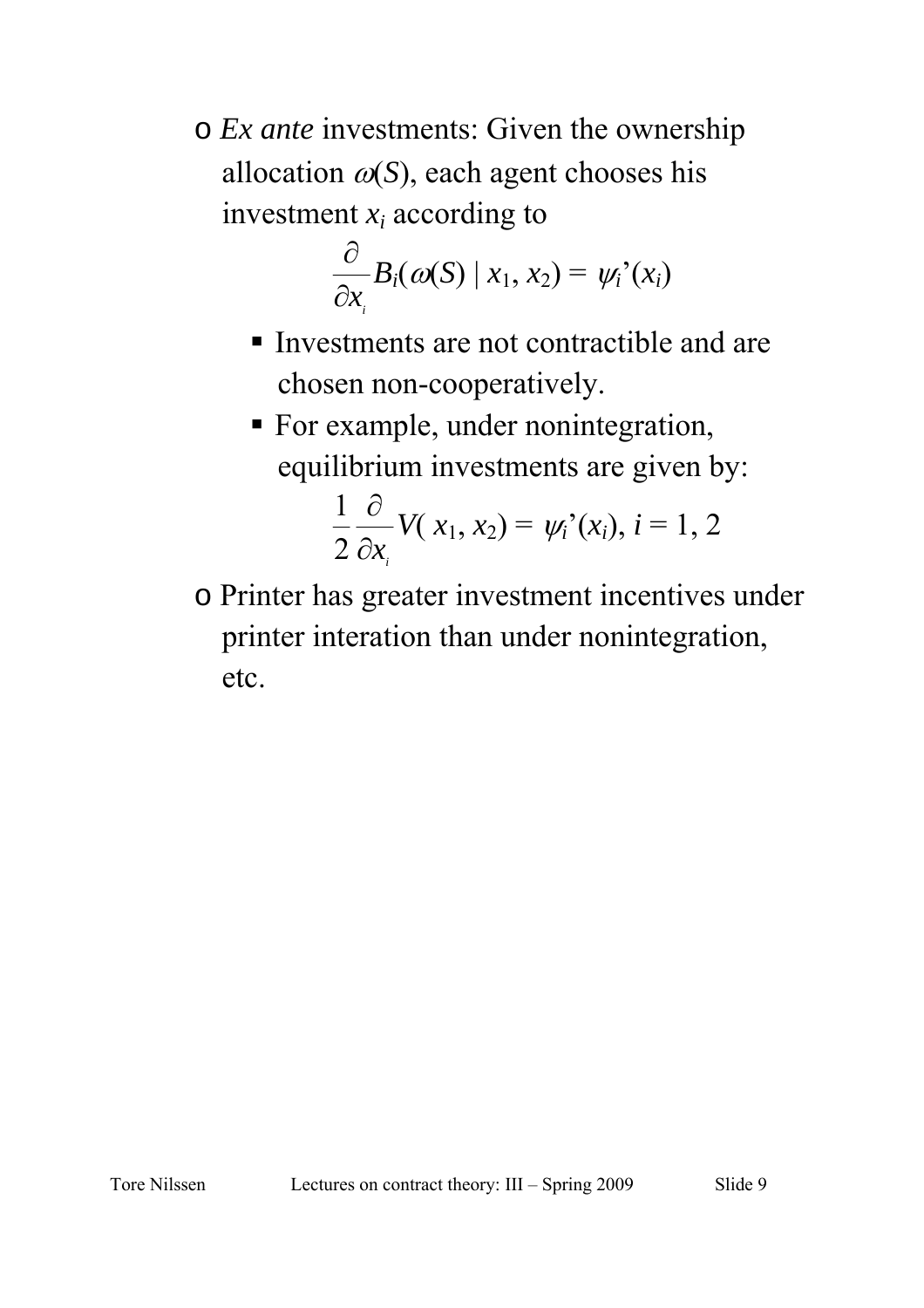- *Ex ante* investments: Given the ownership allocation $\omega(S)$, each agent chooses his investment $x_i$ according to

$$\frac{\partial}{\partial x_i} B_i(\omega(S) \mid x_1, x_2) = \psi_i'(x_i)$$

  - Investments are not contractible and are chosen non-cooperatively.
  - For example, under nonintegration, equilibrium investments are given by:

$$\frac{1}{2}\frac{\partial}{\partial x_i} V(x_1, x_2) = \psi_i'(x_i),\ i = 1, 2$$

- Printer has greater investment incentives under printer interation than under nonintegration, etc.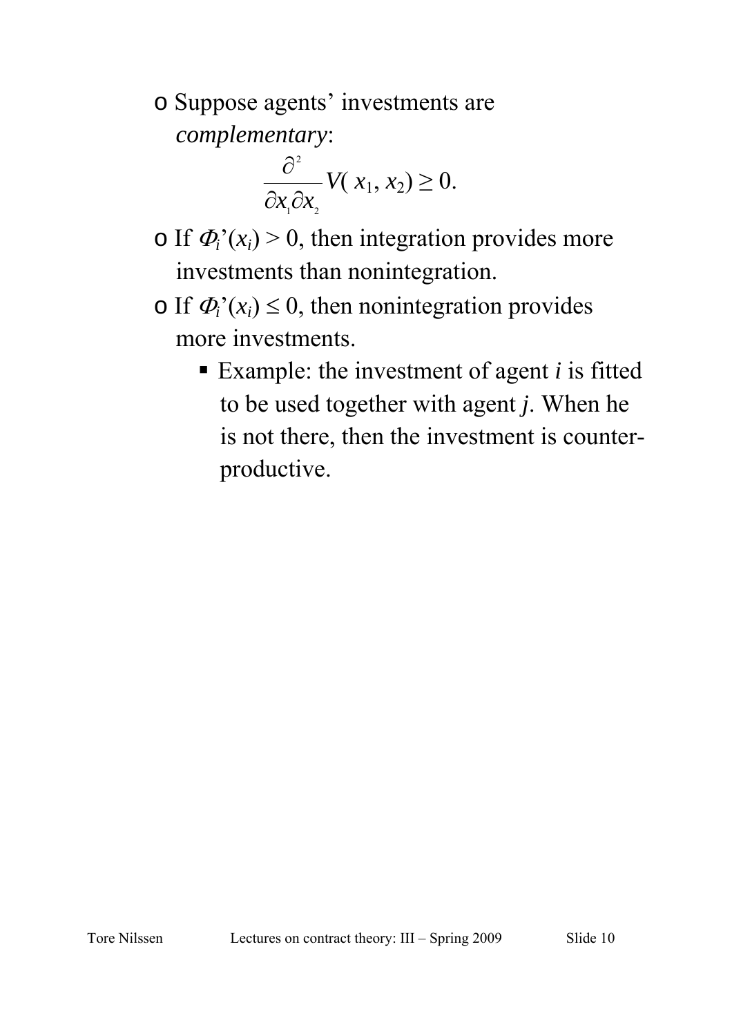- Suppose agents' investments are *complementary*:

$$\frac{\partial^2}{\partial x_1 \partial x_2} V(x_1, x_2) \geq 0.$$

- If $\Phi_i'(x_i) > 0$, then integration provides more investments than nonintegration.
- If $\Phi_i'(x_i) \leq 0$, then nonintegration provides more investments.
  - Example: the investment of agent $i$ is fitted to be used together with agent $j$. When he is not there, then the investment is counter-productive.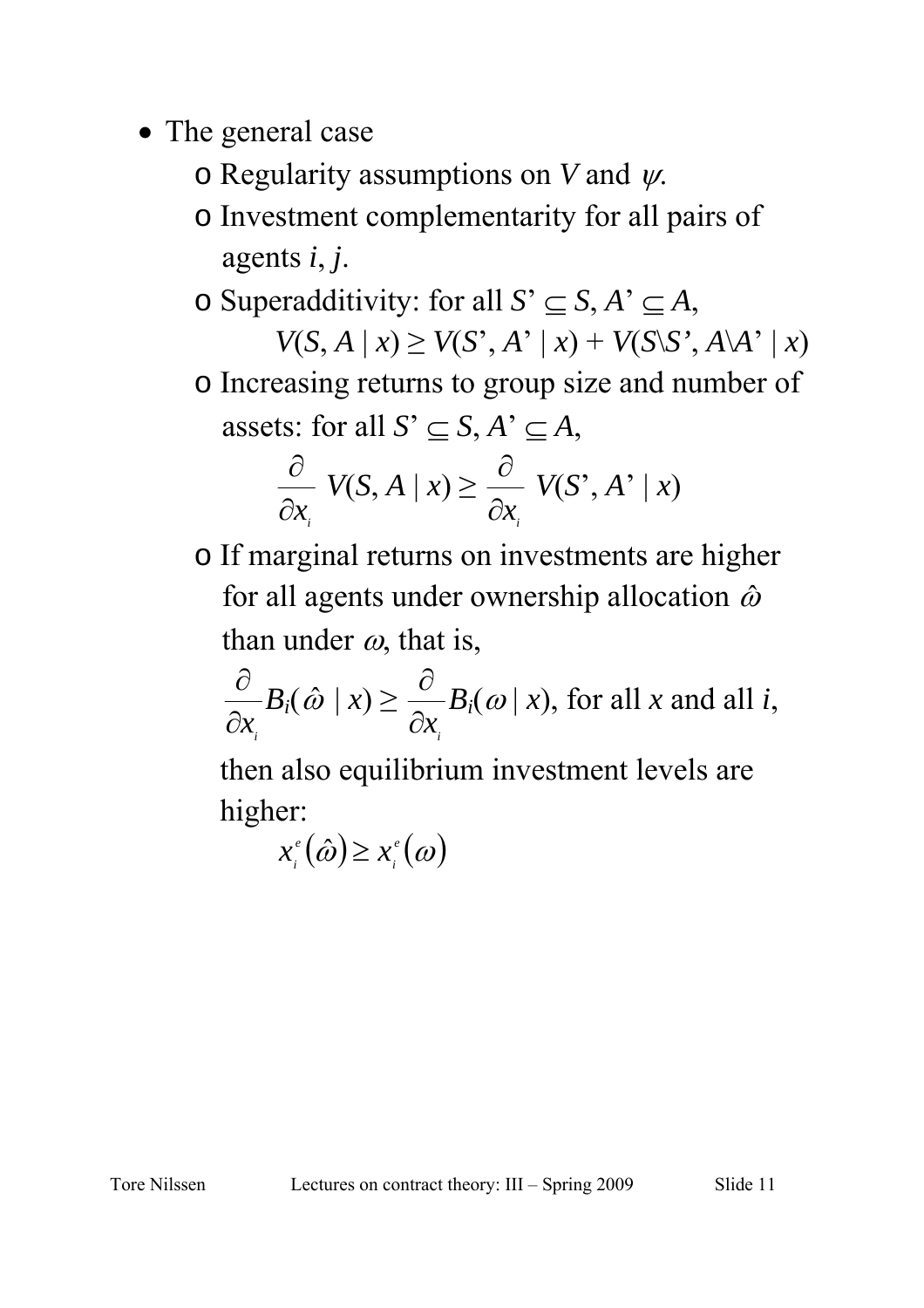- The general case
  - Regularity assumptions on $V$ and $\psi$.
  - Investment complementarity for all pairs of agents $i$, $j$.
  - Superadditivity: for all $S' \subseteq S$, $A' \subseteq A$,

    $$V(S, A \mid x) \geq V(S', A' \mid x) + V(S \backslash S', A \backslash A' \mid x)$$

  - Increasing returns to group size and number of assets: for all $S' \subseteq S$, $A' \subseteq A$,

    $$\frac{\partial}{\partial x_i} V(S, A \mid x) \geq \frac{\partial}{\partial x_i} V(S', A' \mid x)$$

  - If marginal returns on investments are higher for all agents under ownership allocation $\hat{\omega}$ than under $\omega$, that is,

    $$\frac{\partial}{\partial x_i} B_i(\hat{\omega} \mid x) \geq \frac{\partial}{\partial x_i} B_i(\omega \mid x), \text{ for all } x \text{ and all } i,$$

    then also equilibrium investment levels are higher:

    $$x_i^e(\hat{\omega}) \geq x_i^e(\omega)$$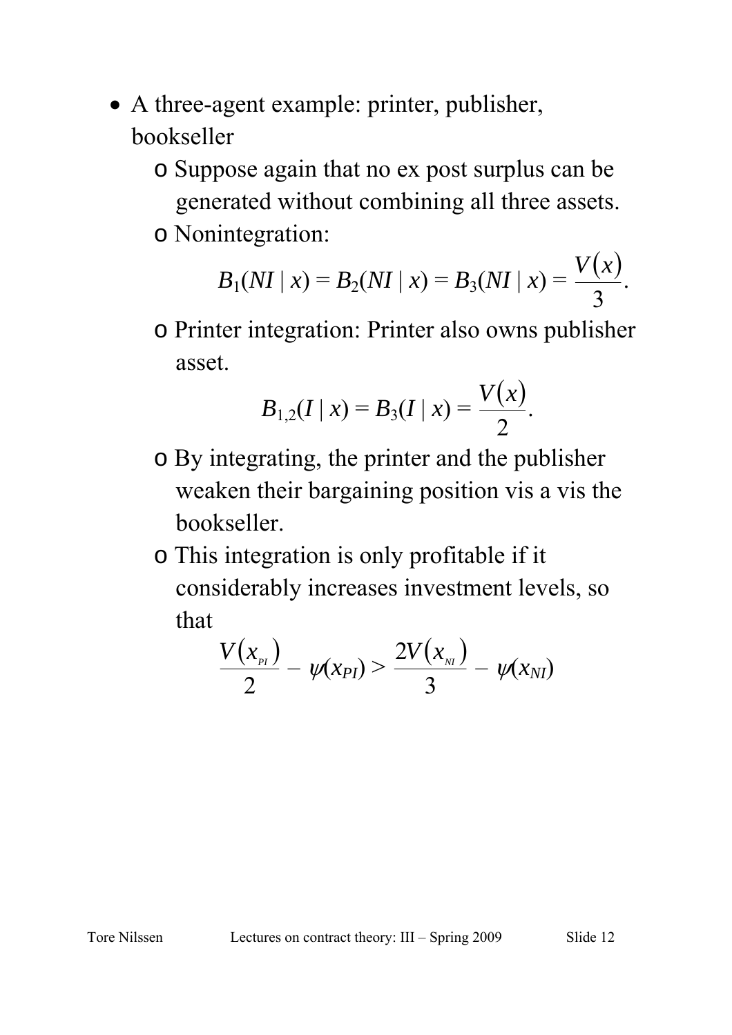- A three-agent example: printer, publisher, bookseller
  - Suppose again that no ex post surplus can be generated without combining all three assets.
  - Nonintegration:

$$B_1(NI \mid x) = B_2(NI \mid x) = B_3(NI \mid x) = \frac{V(x)}{3}.$$

  - Printer integration: Printer also owns publisher asset.

$$B_{1,2}(I \mid x) = B_3(I \mid x) = \frac{V(x)}{2}.$$

  - By integrating, the printer and the publisher weaken their bargaining position vis a vis the bookseller.
  - This integration is only profitable if it considerably increases investment levels, so that

$$\frac{V(x_{PI})}{2} - \psi(x_{PI}) > \frac{2V(x_{NI})}{3} - \psi(x_{NI})$$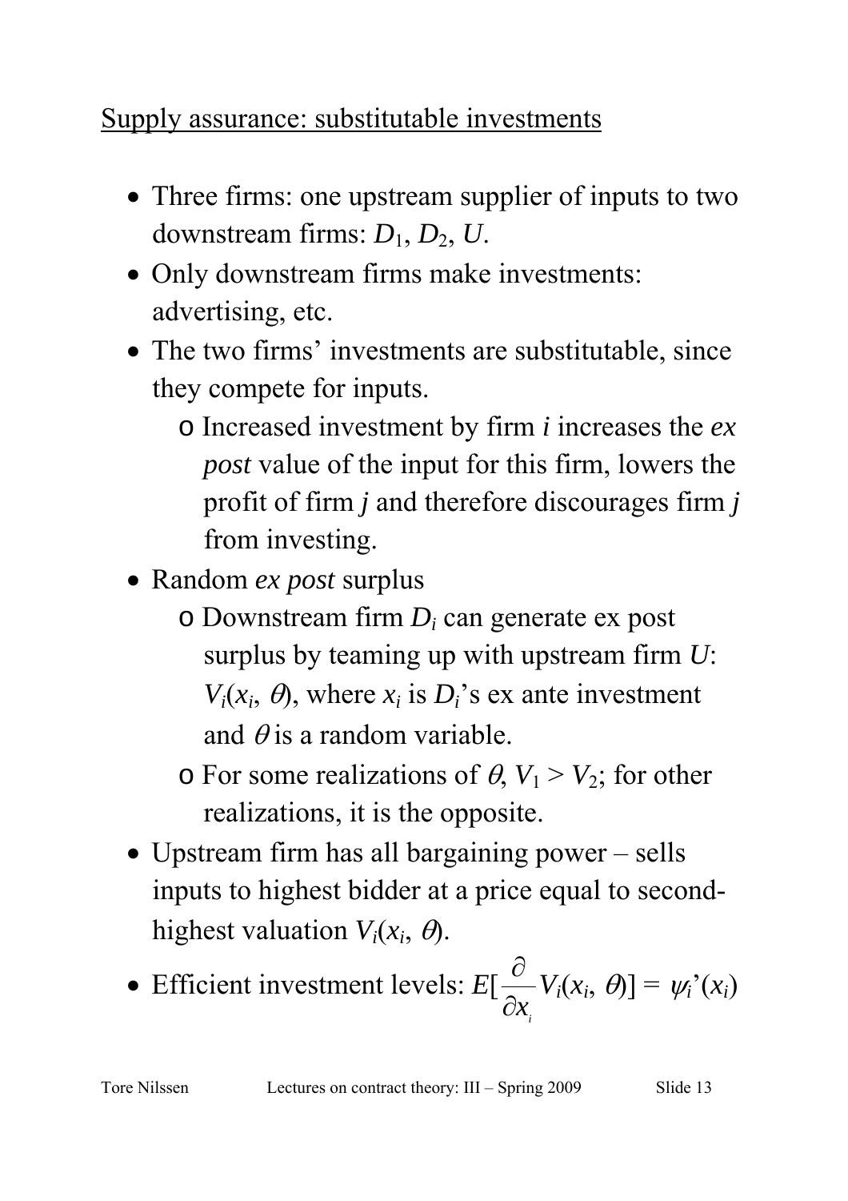## Supply assurance: substitutable investments

- Three firms: one upstream supplier of inputs to two downstream firms: $D_1$, $D_2$, $U$.
- Only downstream firms make investments: advertising, etc.
- The two firms' investments are substitutable, since they compete for inputs.
  - Increased investment by firm $i$ increases the *ex post* value of the input for this firm, lowers the profit of firm $j$ and therefore discourages firm $j$ from investing.
- Random *ex post* surplus
  - Downstream firm $D_i$ can generate ex post surplus by teaming up with upstream firm $U$: $V_i(x_i, \theta)$, where $x_i$ is $D_i$'s ex ante investment and $\theta$ is a random variable.
  - For some realizations of $\theta$, $V_1 > V_2$; for other realizations, it is the opposite.
- Upstream firm has all bargaining power – sells inputs to highest bidder at a price equal to second-highest valuation $V_i(x_i, \theta)$.
- Efficient investment levels: $E[\frac{\partial}{\partial x_i} V_i(x_i, \theta)] = \psi_i'(x_i)$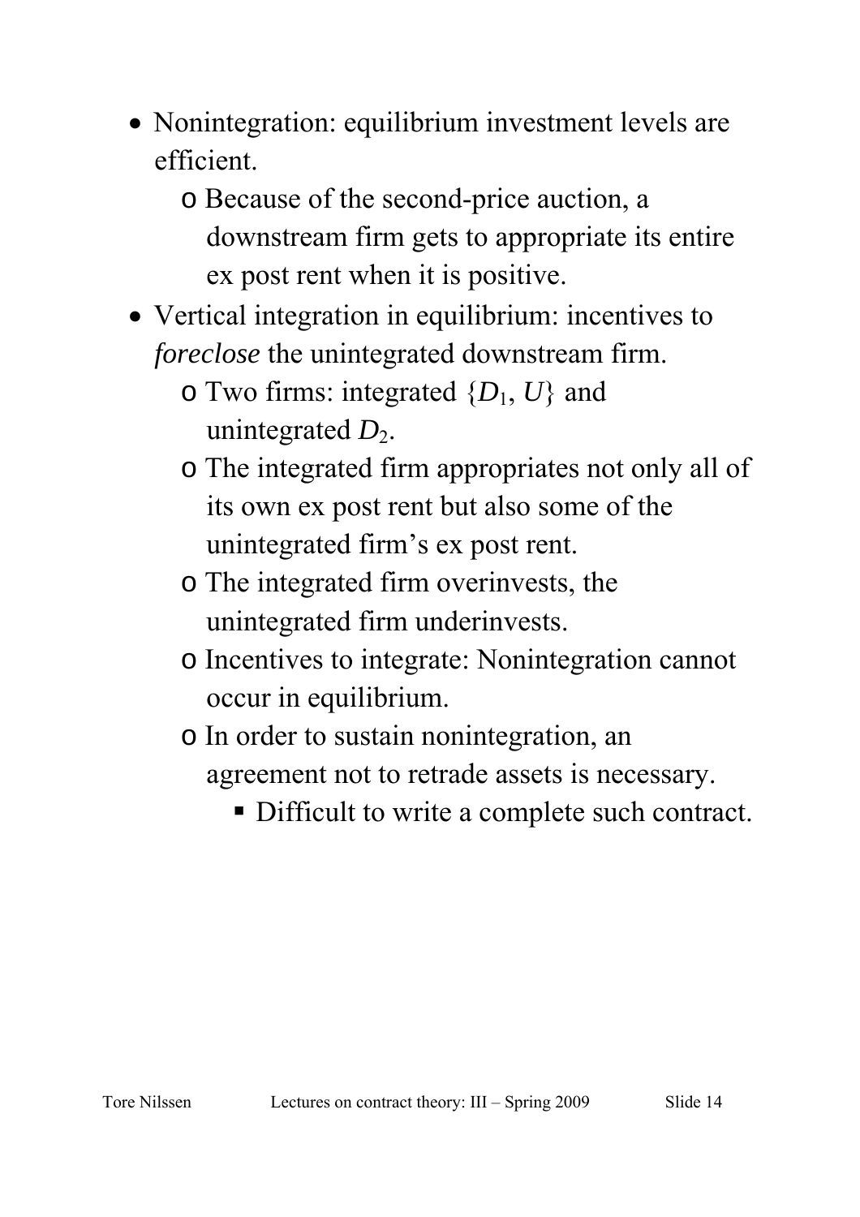- Nonintegration: equilibrium investment levels are efficient.
  - Because of the second-price auction, a downstream firm gets to appropriate its entire ex post rent when it is positive.
- Vertical integration in equilibrium: incentives to *foreclose* the unintegrated downstream firm.
  - Two firms: integrated $\{D_1, U\}$ and unintegrated $D_2$.
  - The integrated firm appropriates not only all of its own ex post rent but also some of the unintegrated firm's ex post rent.
  - The integrated firm overinvests, the unintegrated firm underinvests.
  - Incentives to integrate: Nonintegration cannot occur in equilibrium.
  - In order to sustain nonintegration, an agreement not to retrade assets is necessary.
    - Difficult to write a complete such contract.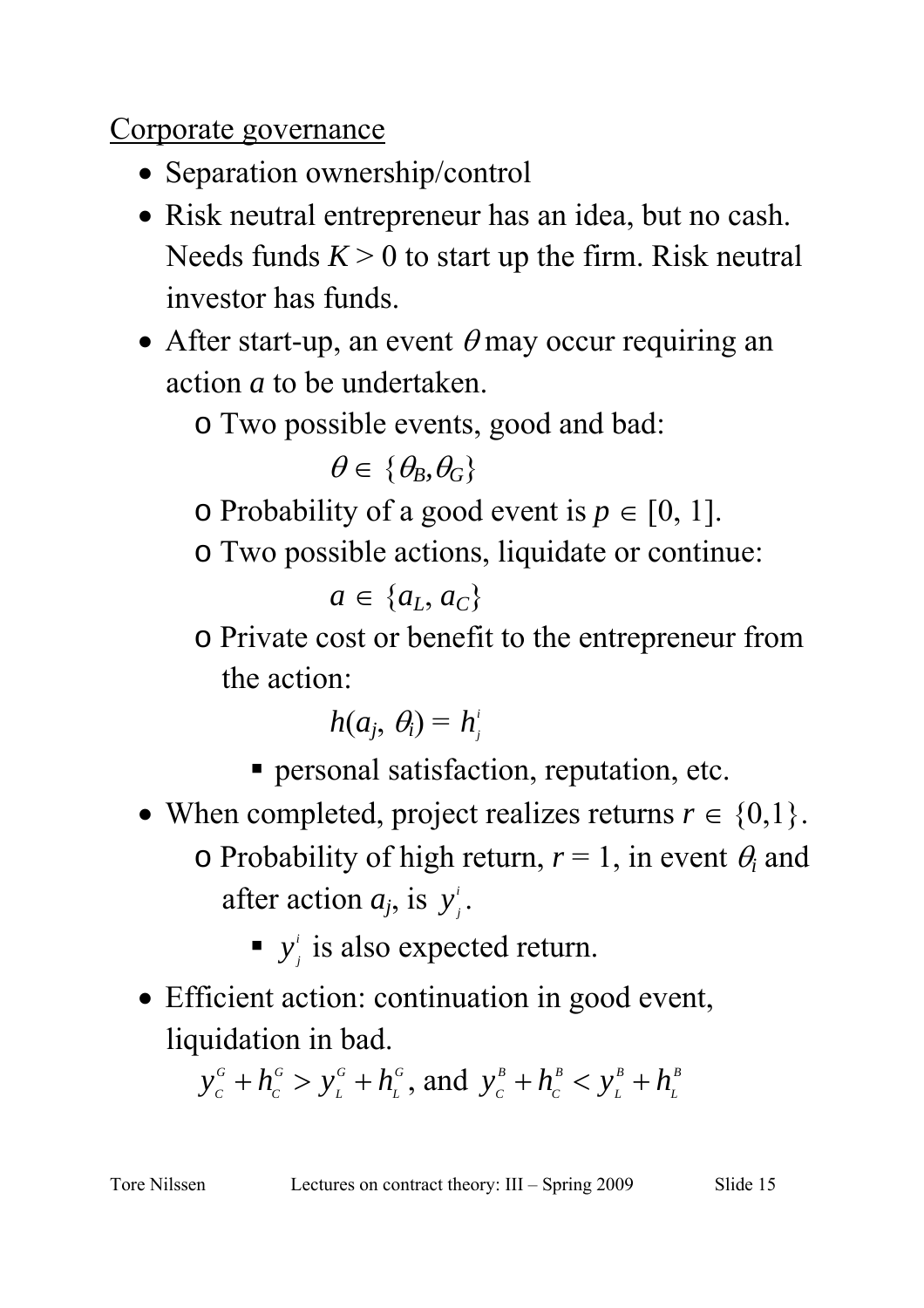Corporate governance

- Separation ownership/control
- Risk neutral entrepreneur has an idea, but no cash. Needs funds $K > 0$ to start up the firm. Risk neutral investor has funds.
- After start-up, an event $\theta$ may occur requiring an action $a$ to be undertaken.
  - Two possible events, good and bad:

    $\theta \in \{\theta_B, \theta_G\}$
  - Probability of a good event is $p \in [0, 1]$.
  - Two possible actions, liquidate or continue:

    $a \in \{a_L, a_C\}$
  - Private cost or benefit to the entrepreneur from the action:

    $h(a_j, \theta_i) = h_j^i$
    - personal satisfaction, reputation, etc.
- When completed, project realizes returns $r \in \{0,1\}$.
  - Probability of high return, $r = 1$, in event $\theta_i$ and after action $a_j$, is $y_j^i$.
    - $y_j^i$ is also expected return.
- Efficient action: continuation in good event, liquidation in bad.

  $y_C^G + h_C^G > y_L^G + h_L^G$, and $y_C^B + h_C^B < y_L^B + h_L^B$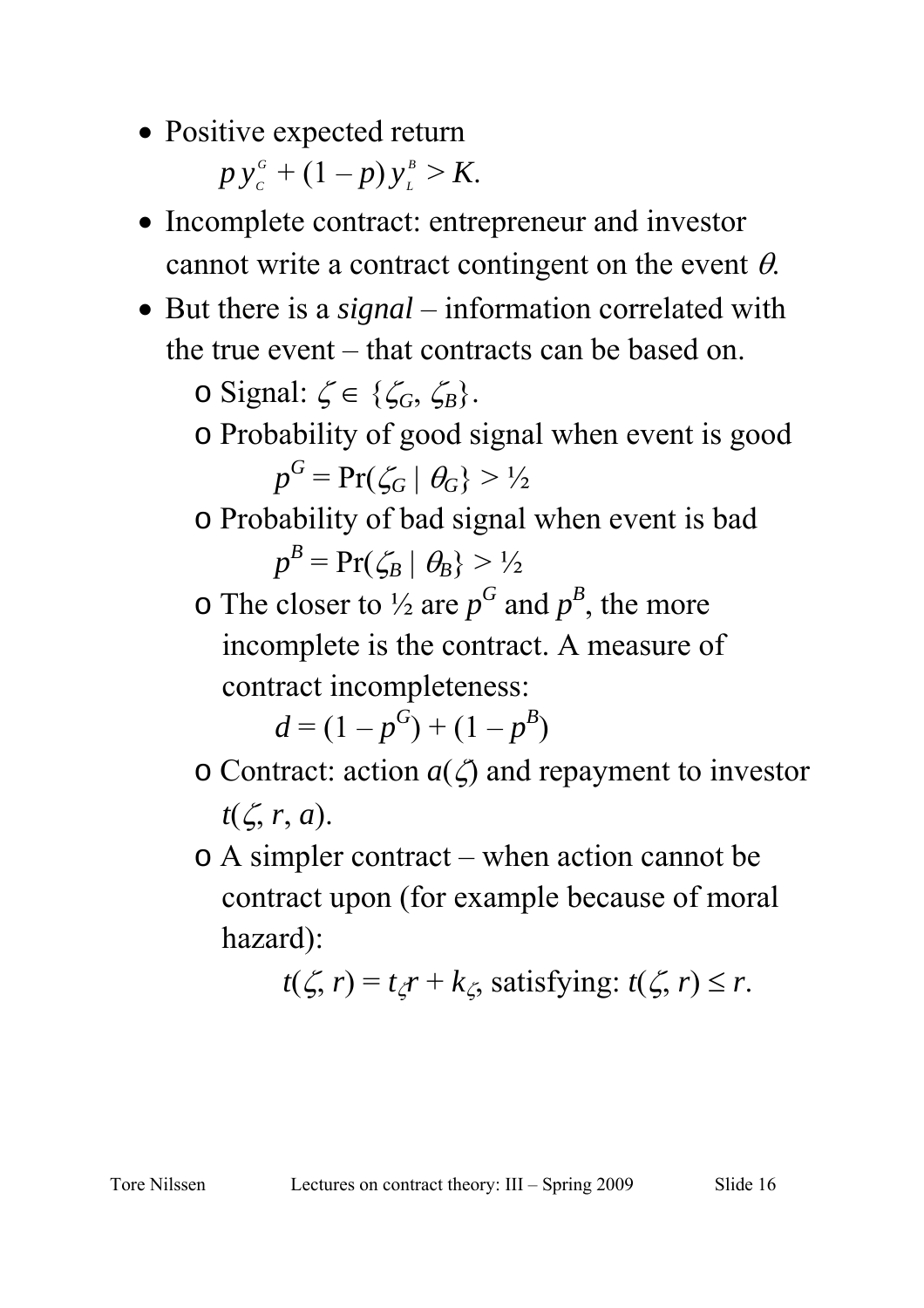- Positive expected return

  $$p\, y_C^G + (1 - p)\, y_L^B > K.$$

- Incomplete contract: entrepreneur and investor cannot write a contract contingent on the event $\theta$.
- But there is a *signal* – information correlated with the true event – that contracts can be based on.
  - Signal: $\zeta \in \{\zeta_G, \zeta_B\}$.
  - Probability of good signal when event is good

    $$p^G = \Pr(\zeta_G \mid \theta_G\} > ½$$

  - Probability of bad signal when event is bad

    $$p^B = \Pr(\zeta_B \mid \theta_B\} > ½$$

  - The closer to ½ are $p^G$ and $p^B$, the more incomplete is the contract. A measure of contract incompleteness:

    $$d = (1 - p^G) + (1 - p^B)$$

  - Contract: action $a(\zeta)$ and repayment to investor $t(\zeta, r, a)$.
  - A simpler contract – when action cannot be contract upon (for example because of moral hazard):

    $$t(\zeta, r) = t_\zeta r + k_\zeta, \text{ satisfying: } t(\zeta, r) \le r.$$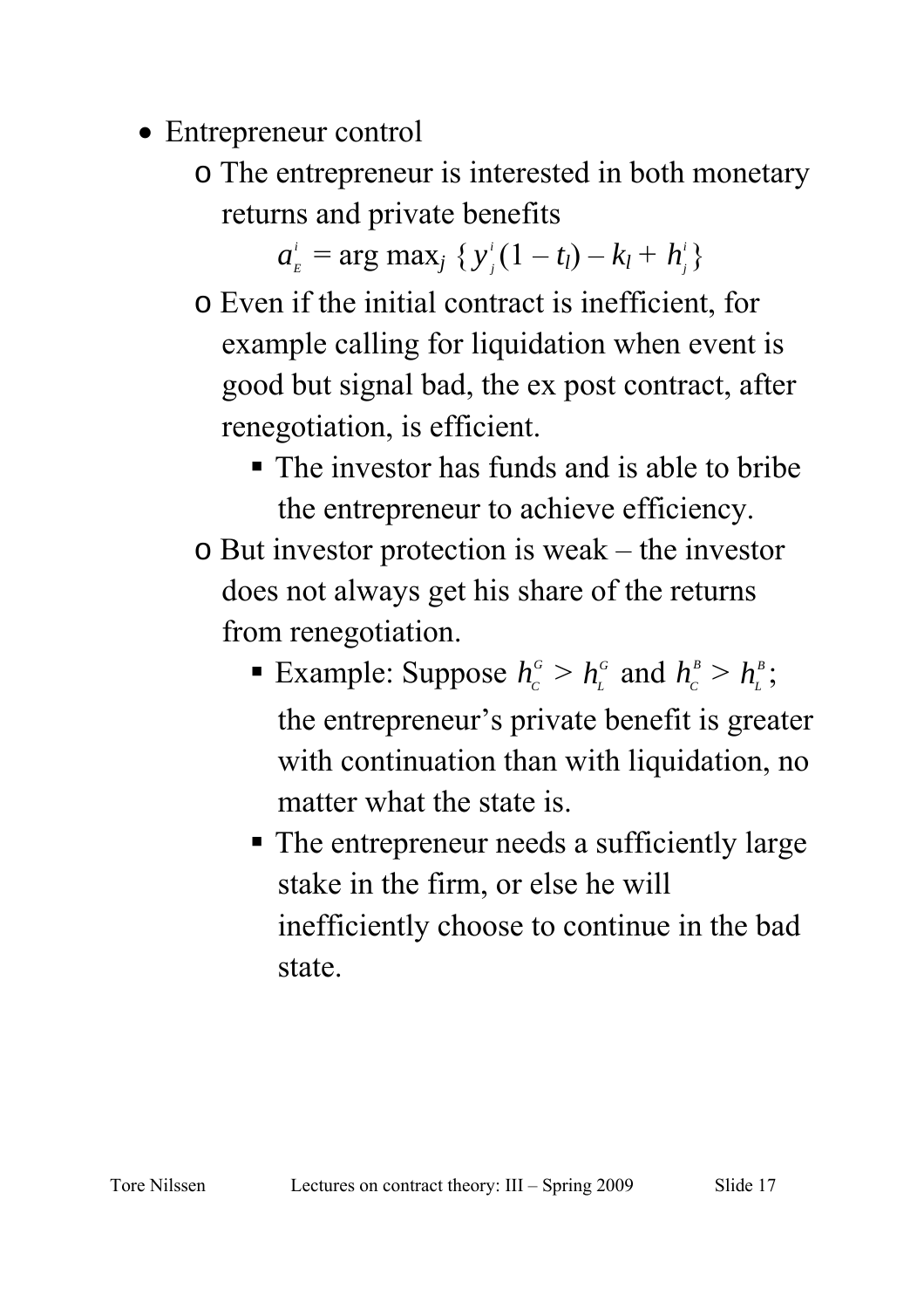- Entrepreneur control
  - The entrepreneur is interested in both monetary returns and private benefits

    $$a^i_E = \arg\max_j \{ y^i_j (1 - t_l) - k_l + h^i_j \}$$

  - Even if the initial contract is inefficient, for example calling for liquidation when event is good but signal bad, the ex post contract, after renegotiation, is efficient.
    - The investor has funds and is able to bribe the entrepreneur to achieve efficiency.
  - But investor protection is weak – the investor does not always get his share of the returns from renegotiation.
    - Example: Suppose $h^G_C > h^G_L$ and $h^B_C > h^B_L$; the entrepreneur's private benefit is greater with continuation than with liquidation, no matter what the state is.
    - The entrepreneur needs a sufficiently large stake in the firm, or else he will inefficiently choose to continue in the bad state.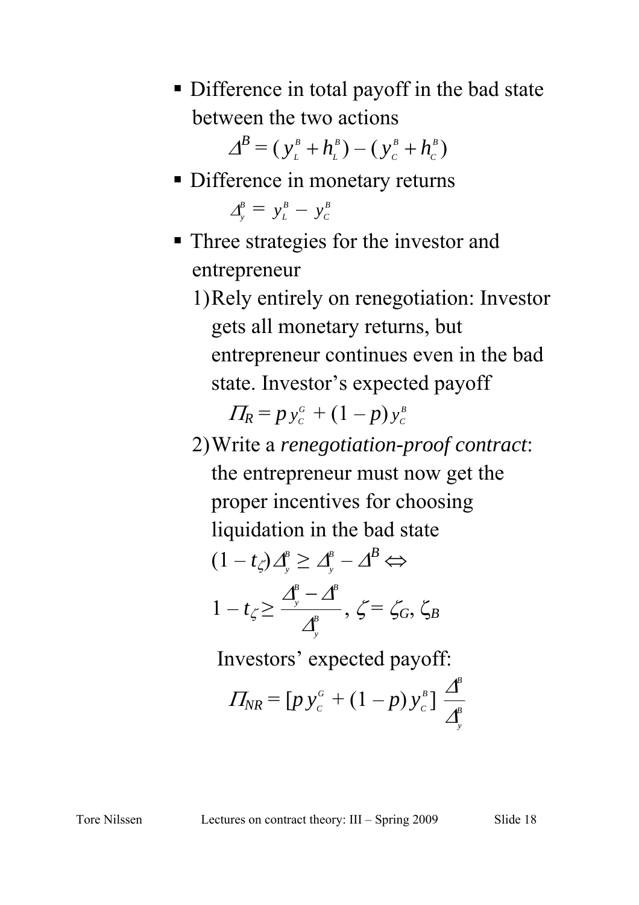- Difference in total payoff in the bad state between the two actions

$$\Delta^B = (y_L^B + h_L^B) - (y_C^B + h_C^B)$$

- Difference in monetary returns

$$\Delta_y^B = y_L^B - y_C^B$$

- Three strategies for the investor and entrepreneur
  1) Rely entirely on renegotiation: Investor gets all monetary returns, but entrepreneur continues even in the bad state. Investor's expected payoff

     $$\Pi_R = p\, y_C^G + (1 - p)\, y_C^B$$

  2) Write a *renegotiation-proof contract*: the entrepreneur must now get the proper incentives for choosing liquidation in the bad state

     $$(1 - t_\zeta)\Delta_y^B \geq \Delta_y^B - \Delta^B \Leftrightarrow$$

     $$1 - t_\zeta \geq \frac{\Delta_y^B - \Delta^B}{\Delta_y^B},\ \zeta = \zeta_G, \zeta_B$$

     Investors' expected payoff:

     $$\Pi_{NR} = [p\, y_C^G + (1 - p)\, y_C^B]\ \frac{\Delta^B}{\Delta_y^B}$$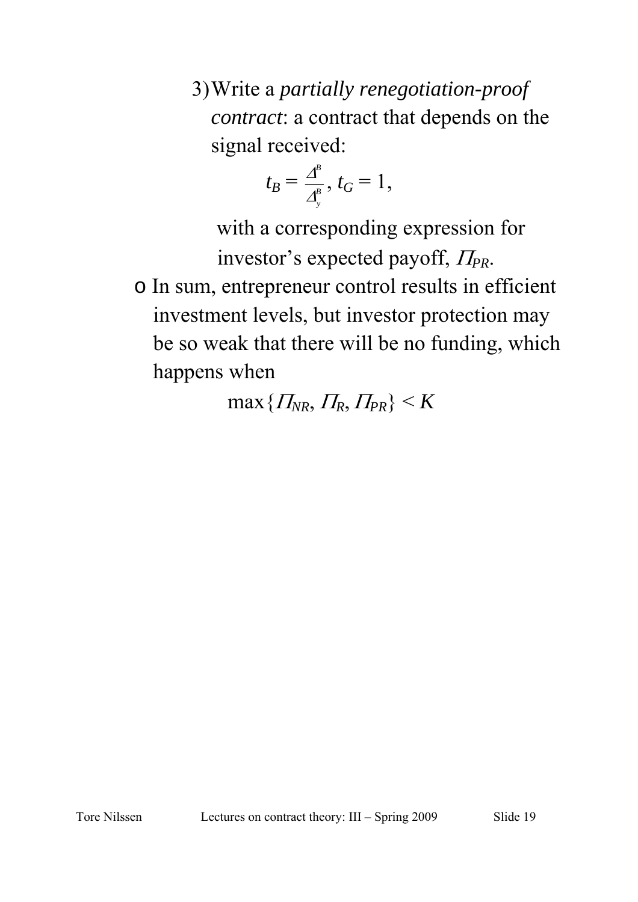3) Write a *partially renegotiation-proof contract*: a contract that depends on the signal received:

$$t_B = \frac{\Delta^B}{\Delta_y^B},\ t_G = 1,$$

with a corresponding expression for investor's expected payoff, $\Pi_{PR}$.

- In sum, entrepreneur control results in efficient investment levels, but investor protection may be so weak that there will be no funding, which happens when

$$\max\{\Pi_{NR}, \Pi_R, \Pi_{PR}\} < K$$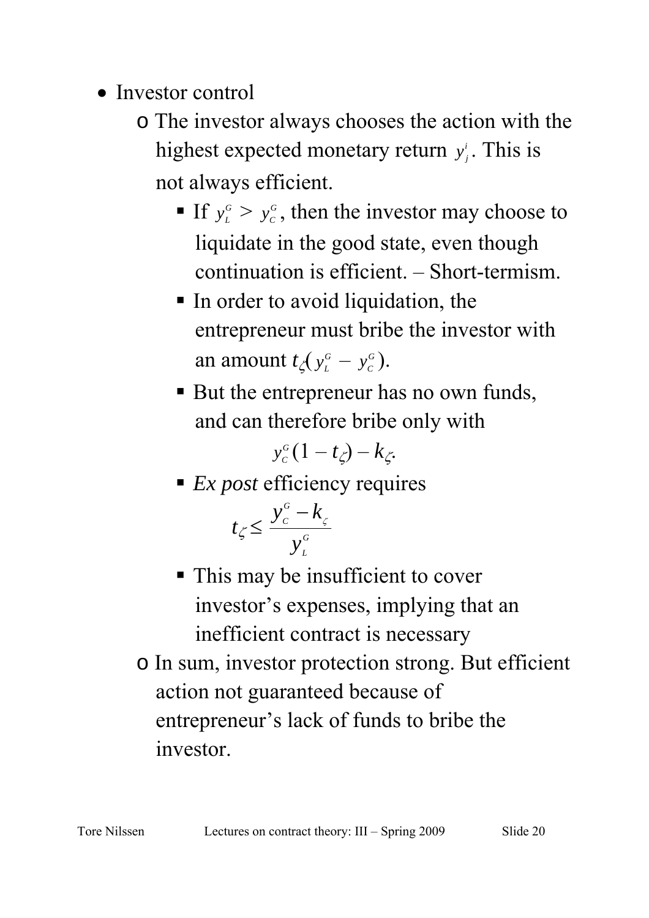- Investor control
  - The investor always chooses the action with the highest expected monetary return $y_j^i$. This is not always efficient.
    - If $y_L^G > y_C^G$, then the investor may choose to liquidate in the good state, even though continuation is efficient. – Short-termism.
    - In order to avoid liquidation, the entrepreneur must bribe the investor with an amount $t_\zeta( y_L^G - y_C^G)$.
    - But the entrepreneur has no own funds, and can therefore bribe only with
      $$y_C^G(1 - t_\zeta) - k_\zeta.$$
    - *Ex post* efficiency requires
      $$t_\zeta \leq \frac{y_C^G - k_\zeta}{y_L^G}$$
    - This may be insufficient to cover investor's expenses, implying that an inefficient contract is necessary
  - In sum, investor protection strong. But efficient action not guaranteed because of entrepreneur's lack of funds to bribe the investor.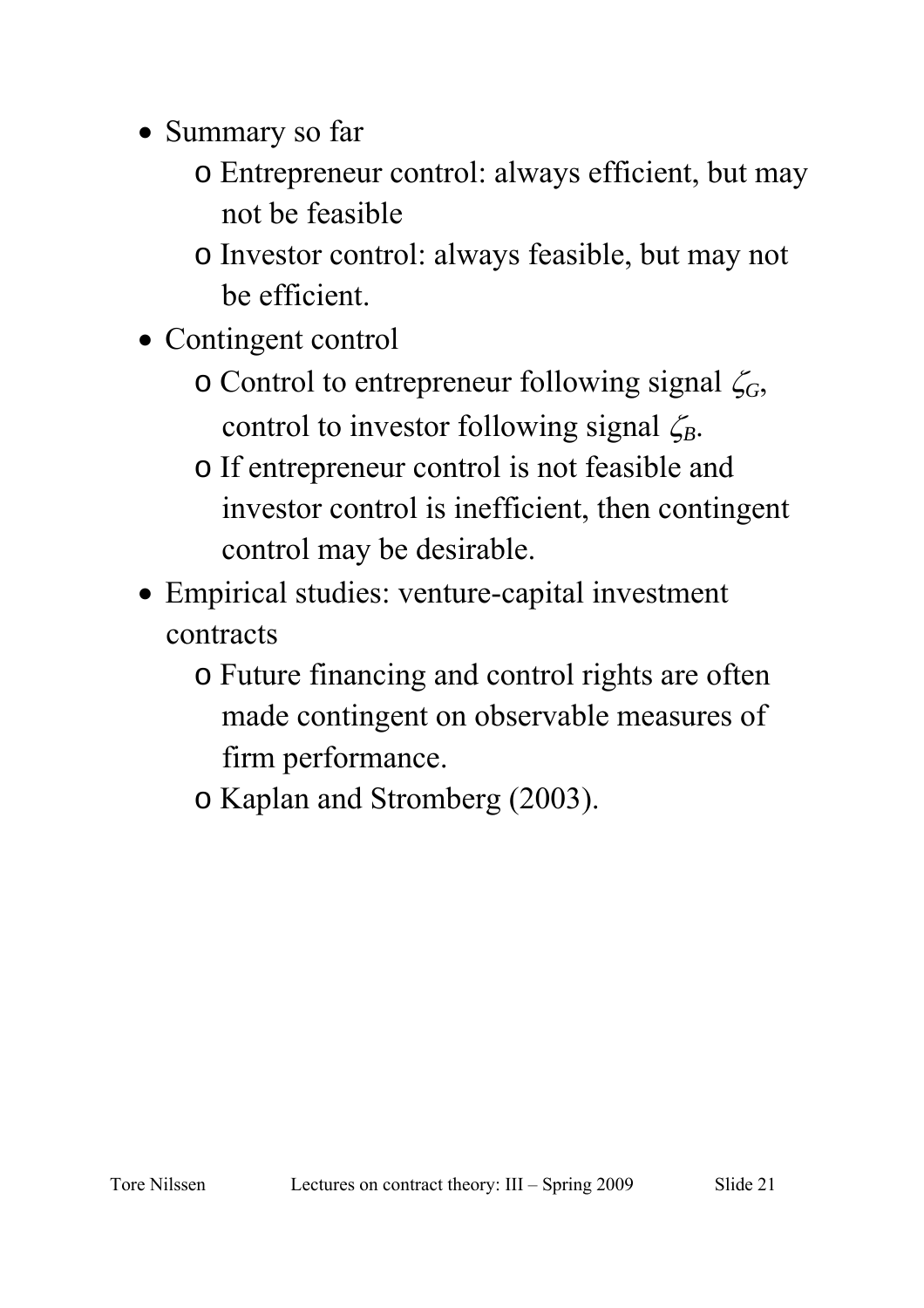- Summary so far
  - Entrepreneur control: always efficient, but may not be feasible
  - Investor control: always feasible, but may not be efficient.
- Contingent control
  - Control to entrepreneur following signal $\zeta_G$, control to investor following signal $\zeta_B$.
  - If entrepreneur control is not feasible and investor control is inefficient, then contingent control may be desirable.
- Empirical studies: venture-capital investment contracts
  - Future financing and control rights are often made contingent on observable measures of firm performance.
  - Kaplan and Stromberg (2003).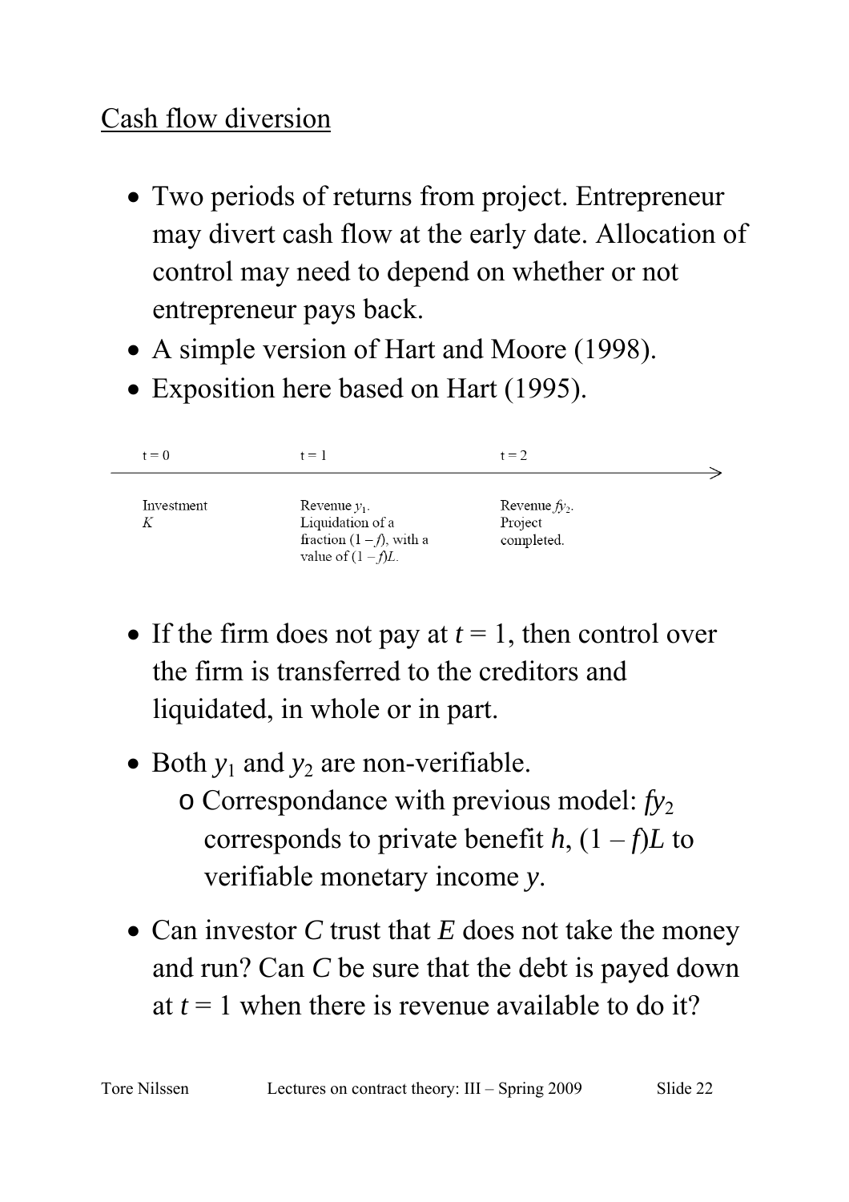## Cash flow diversion

- Two periods of returns from project. Entrepreneur may divert cash flow at the early date. Allocation of control may need to depend on whether or not entrepreneur pays back.
- A simple version of Hart and Moore (1998).
- Exposition here based on Hart (1995).

| $t = 0$ | $t = 1$ | $t = 2$ |
|---|---|---|
| Investment $K$ | Revenue $y_1$. Liquidation of a fraction $(1 - f)$, with a value of $(1 - f)L$. | Revenue $fy_2$. Project completed. |

- If the firm does not pay at $t = 1$, then control over the firm is transferred to the creditors and liquidated, in whole or in part.
- Both $y_1$ and $y_2$ are non-verifiable.
  - Correspondance with previous model: $fy_2$ corresponds to private benefit $h$, $(1 - f)L$ to verifiable monetary income $y$.
- Can investor *C* trust that *E* does not take the money and run? Can *C* be sure that the debt is payed down at $t = 1$ when there is revenue available to do it?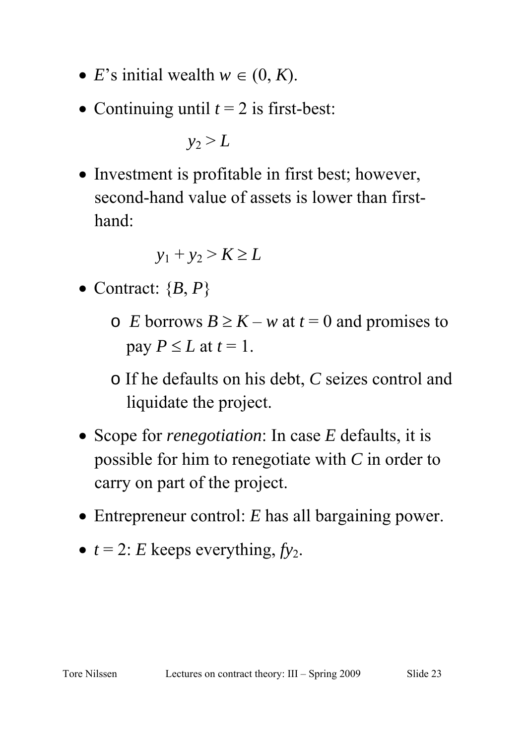- $E$'s initial wealth $w \in (0, K)$.
- Continuing until $t = 2$ is first-best:

$$y_2 > L$$

- Investment is profitable in first best; however, second-hand value of assets is lower than first-hand:

$$y_1 + y_2 > K \geq L$$

- Contract: $\{B, P\}$
  - $E$ borrows $B \geq K - w$ at $t = 0$ and promises to pay $P \leq L$ at $t = 1$.
  - If he defaults on his debt, $C$ seizes control and liquidate the project.
- Scope for *renegotiation*: In case $E$ defaults, it is possible for him to renegotiate with $C$ in order to carry on part of the project.
- Entrepreneur control: $E$ has all bargaining power.
- $t = 2$: $E$ keeps everything, $fy_2$.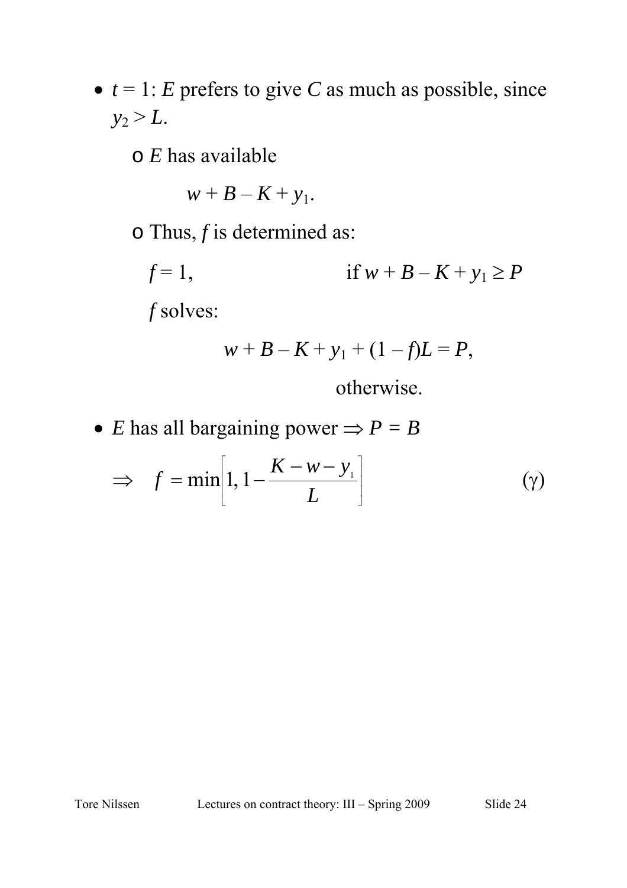- $t = 1$: $E$ prefers to give $C$ as much as possible, since $y_2 > L$.
  - $E$ has available

    $$w + B - K + y_1.$$

  - Thus, $f$ is determined as:

    $f = 1$, if $w + B - K + y_1 \geq P$

    $f$ solves:

    $$w + B - K + y_1 + (1 - f)L = P,$$

    otherwise.

- $E$ has all bargaining power $\Rightarrow P = B$

$$\Rightarrow \quad f = \min\left[1, 1 - \frac{K - w - y_1}{L}\right] \qquad (\gamma)$$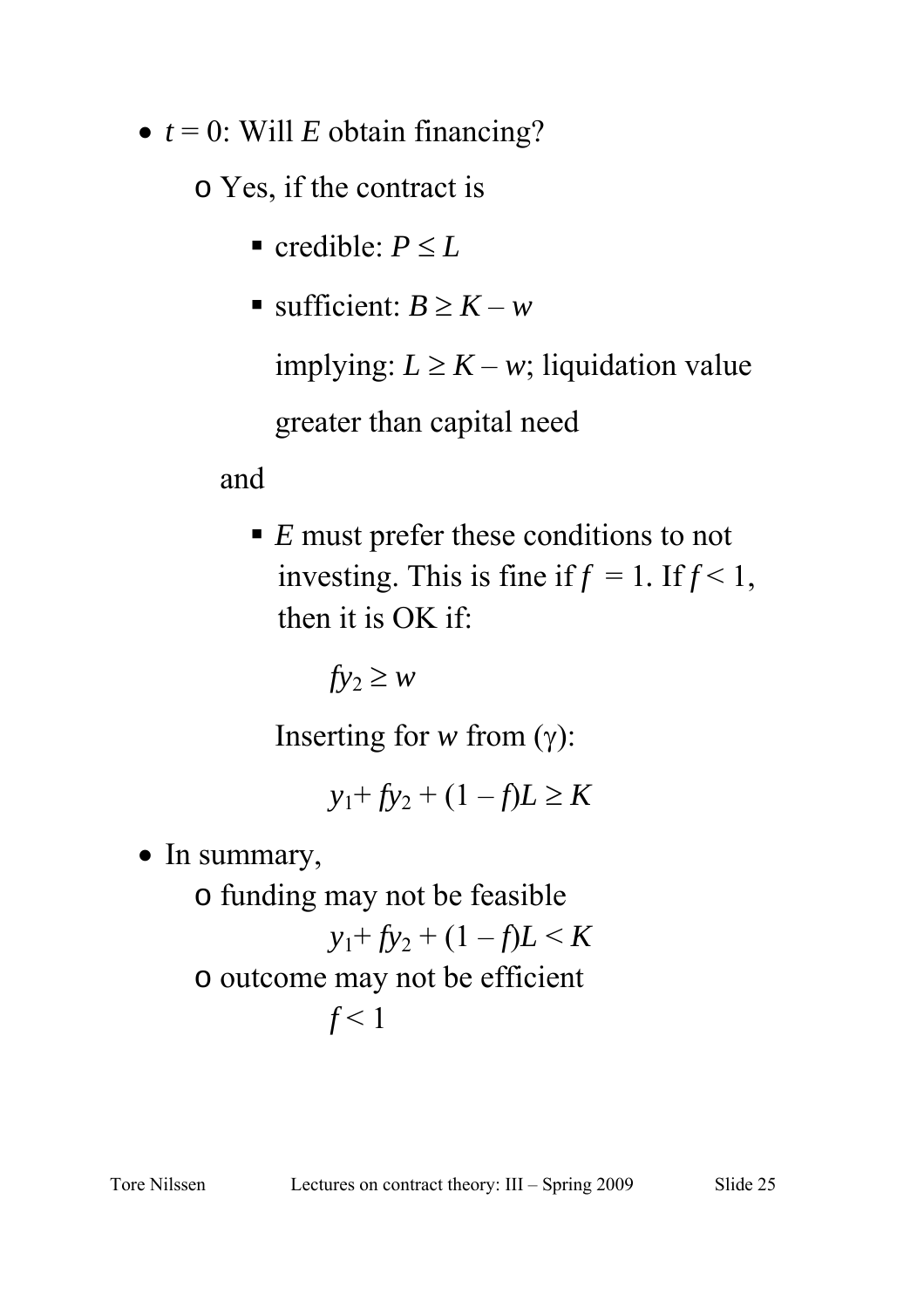- $t = 0$: Will $E$ obtain financing?
    - Yes, if the contract is
        - credible: $P \leq L$
        - sufficient: $B \geq K - w$

          implying: $L \geq K - w$; liquidation value greater than capital need

      and

        - $E$ must prefer these conditions to not investing. This is fine if $f = 1$. If $f < 1$, then it is OK if:

          $$fy_2 \geq w$$

          Inserting for $w$ from ($\gamma$):

          $$y_1 + fy_2 + (1 - f)L \geq K$$

- In summary,
    - funding may not be feasible

      $$y_1 + fy_2 + (1 - f)L < K$$

    - outcome may not be efficient

      $$f < 1$$